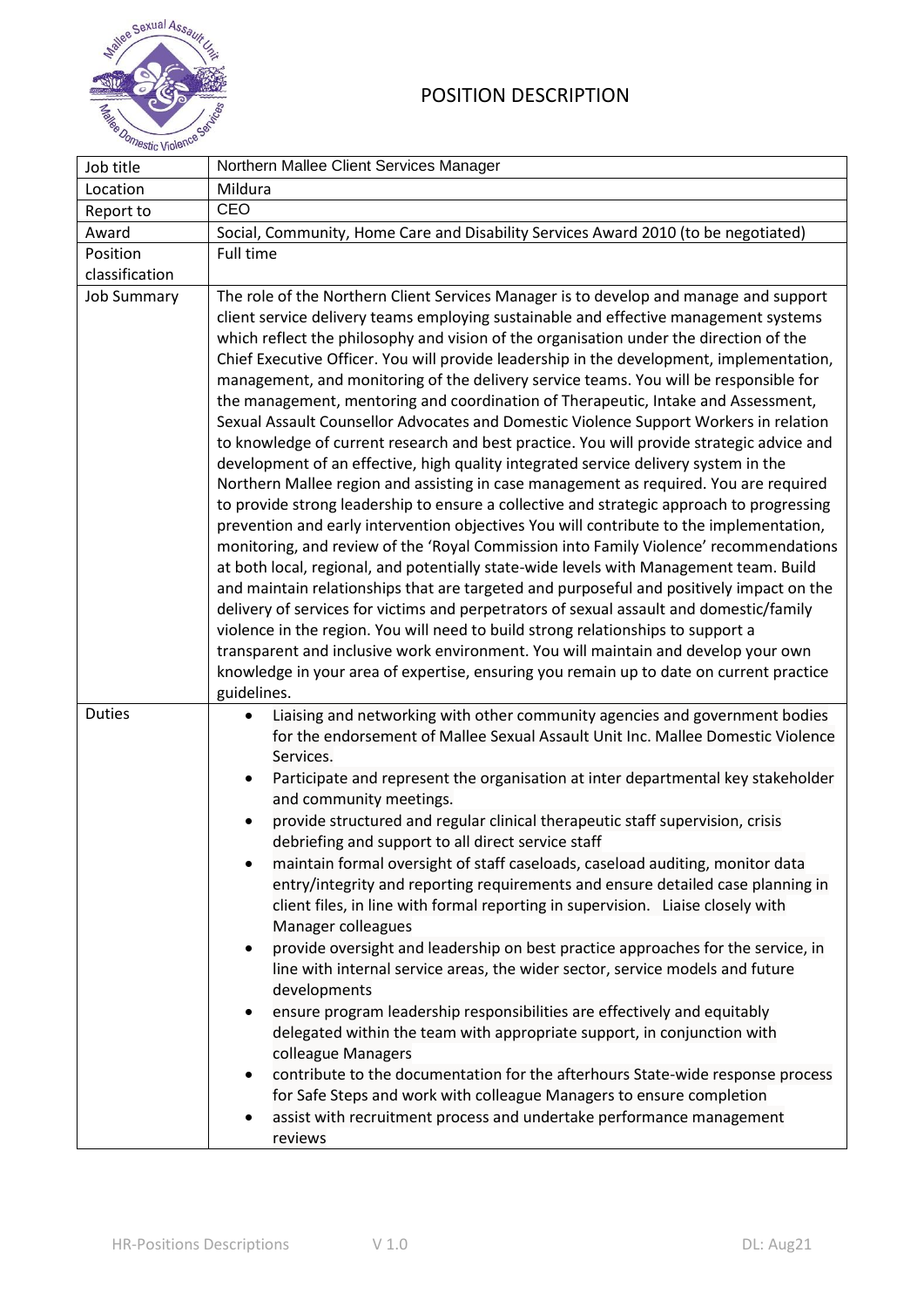# POSITION DESCRIPTION

| Job title | Northern Mallee Client Services Manager |
|---|---|
| Location | Mildura |
| Report to | CEO |
| Award | Social, Community, Home Care and Disability Services Award 2010 (to be negotiated) |
| Position classification | Full time |
| Job Summary | The role of the Northern Client Services Manager is to develop and manage and support client service delivery teams employing sustainable and effective management systems which reflect the philosophy and vision of the organisation under the direction of the Chief Executive Officer. You will provide leadership in the development, implementation, management, and monitoring of the delivery service teams. You will be responsible for the management, mentoring and coordination of Therapeutic, Intake and Assessment, Sexual Assault Counsellor Advocates and Domestic Violence Support Workers in relation to knowledge of current research and best practice. You will provide strategic advice and development of an effective, high quality integrated service delivery system in the Northern Mallee region and assisting in case management as required. You are required to provide strong leadership to ensure a collective and strategic approach to progressing prevention and early intervention objectives You will contribute to the implementation, monitoring, and review of the 'Royal Commission into Family Violence' recommendations at both local, regional, and potentially state-wide levels with Management team. Build and maintain relationships that are targeted and purposeful and positively impact on the delivery of services for victims and perpetrators of sexual assault and domestic/family violence in the region. You will need to build strong relationships to support a transparent and inclusive work environment. You will maintain and develop your own knowledge in your area of expertise, ensuring you remain up to date on current practice guidelines. |
| Duties | • Liaising and networking with other community agencies and government bodies for the endorsement of Mallee Sexual Assault Unit Inc. Mallee Domestic Violence Services.<br>• Participate and represent the organisation at inter departmental key stakeholder and community meetings.<br>• provide structured and regular clinical therapeutic staff supervision, crisis debriefing and support to all direct service staff<br>• maintain formal oversight of staff caseloads, caseload auditing, monitor data entry/integrity and reporting requirements and ensure detailed case planning in client files, in line with formal reporting in supervision. Liaise closely with Manager colleagues<br>• provide oversight and leadership on best practice approaches for the service, in line with internal service areas, the wider sector, service models and future developments<br>• ensure program leadership responsibilities are effectively and equitably delegated within the team with appropriate support, in conjunction with colleague Managers<br>• contribute to the documentation for the afterhours State-wide response process for Safe Steps and work with colleague Managers to ensure completion<br>• assist with recruitment process and undertake performance management reviews |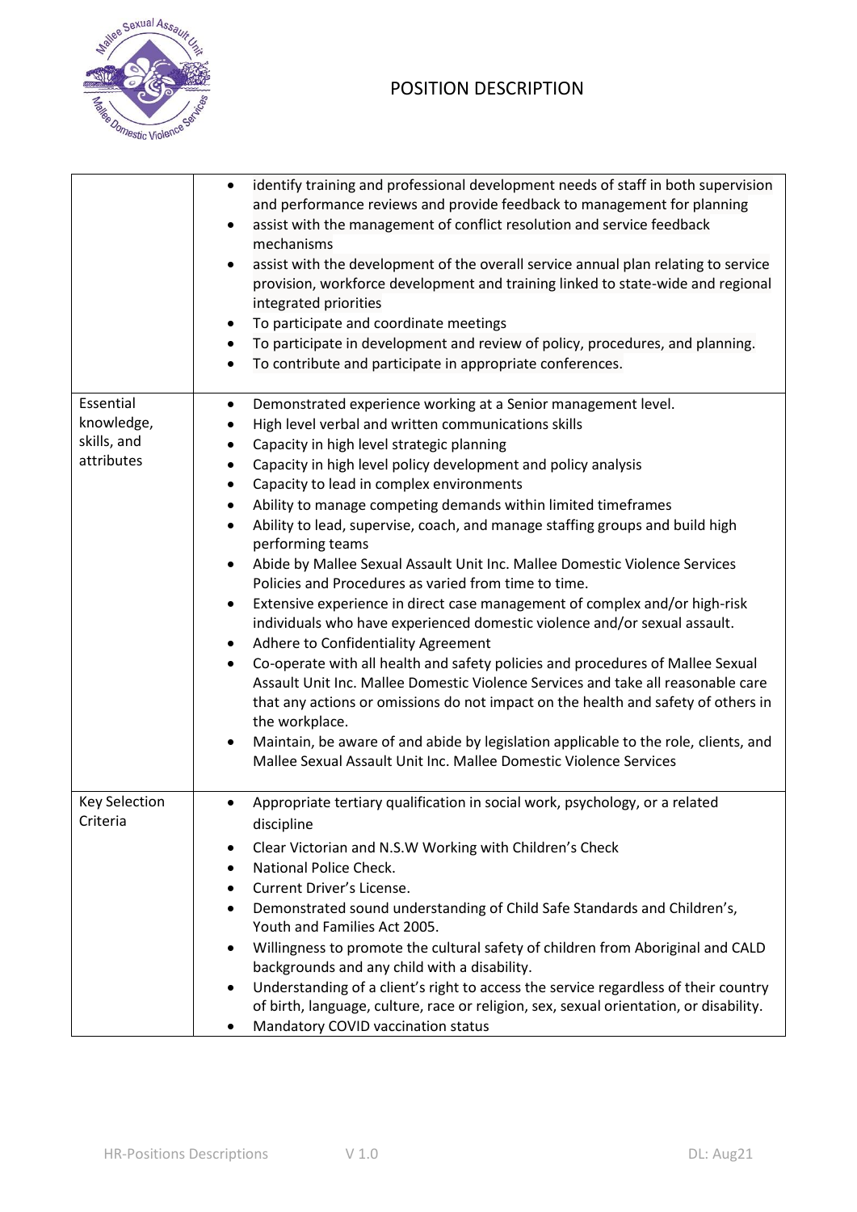| | |
|---|---|
| | • identify training and professional development needs of staff in both supervision and performance reviews and provide feedback to management for planning<br>• assist with the management of conflict resolution and service feedback mechanisms<br>• assist with the development of the overall service annual plan relating to service provision, workforce development and training linked to state-wide and regional integrated priorities<br>• To participate and coordinate meetings<br>• To participate in development and review of policy, procedures, and planning.<br>• To contribute and participate in appropriate conferences. |
| Essential knowledge, skills, and attributes | • Demonstrated experience working at a Senior management level.<br>• High level verbal and written communications skills<br>• Capacity in high level strategic planning<br>• Capacity in high level policy development and policy analysis<br>• Capacity to lead in complex environments<br>• Ability to manage competing demands within limited timeframes<br>• Ability to lead, supervise, coach, and manage staffing groups and build high performing teams<br>• Abide by Mallee Sexual Assault Unit Inc. Mallee Domestic Violence Services Policies and Procedures as varied from time to time.<br>• Extensive experience in direct case management of complex and/or high-risk individuals who have experienced domestic violence and/or sexual assault.<br>• Adhere to Confidentiality Agreement<br>• Co-operate with all health and safety policies and procedures of Mallee Sexual Assault Unit Inc. Mallee Domestic Violence Services and take all reasonable care that any actions or omissions do not impact on the health and safety of others in the workplace.<br>• Maintain, be aware of and abide by legislation applicable to the role, clients, and Mallee Sexual Assault Unit Inc. Mallee Domestic Violence Services |
| Key Selection Criteria | • Appropriate tertiary qualification in social work, psychology, or a related discipline<br>• Clear Victorian and N.S.W Working with Children's Check<br>• National Police Check.<br>• Current Driver's License.<br>• Demonstrated sound understanding of Child Safe Standards and Children's, Youth and Families Act 2005.<br>• Willingness to promote the cultural safety of children from Aboriginal and CALD backgrounds and any child with a disability.<br>• Understanding of a client's right to access the service regardless of their country of birth, language, culture, race or religion, sex, sexual orientation, or disability.<br>• Mandatory COVID vaccination status |